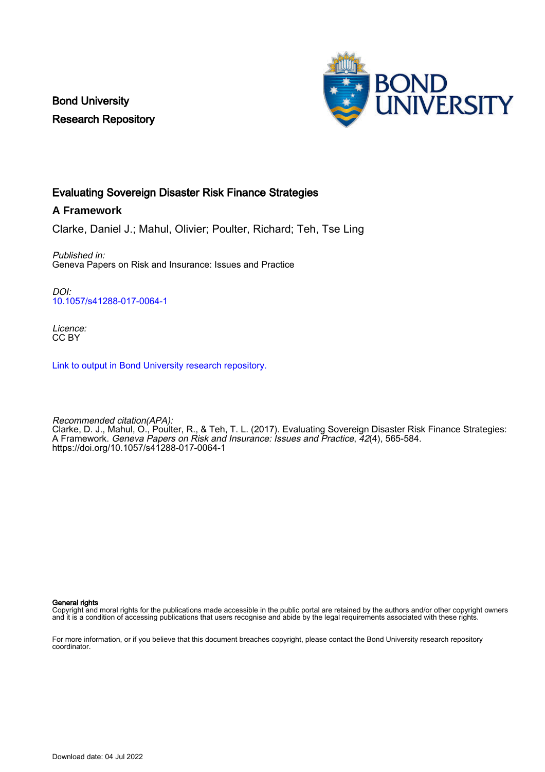Bond University
Research Repository

# Evaluating Sovereign Disaster Risk Finance Strategies

## A Framework

Clarke, Daniel J.; Mahul, Olivier; Poulter, Richard; Teh, Tse Ling

*Published in:*
Geneva Papers on Risk and Insurance: Issues and Practice

*DOI:*
10.1057/s41288-017-0064-1

*Licence:*
CC BY

Link to output in Bond University research repository.

*Recommended citation(APA):*
Clarke, D. J., Mahul, O., Poulter, R., & Teh, T. L. (2017). Evaluating Sovereign Disaster Risk Finance Strategies: A Framework. *Geneva Papers on Risk and Insurance: Issues and Practice*, *42*(4), 565-584. https://doi.org/10.1057/s41288-017-0064-1

**General rights**
Copyright and moral rights for the publications made accessible in the public portal are retained by the authors and/or other copyright owners and it is a condition of accessing publications that users recognise and abide by the legal requirements associated with these rights.

For more information, or if you believe that this document breaches copyright, please contact the Bond University research repository coordinator.

Download date: 04 Jul 2022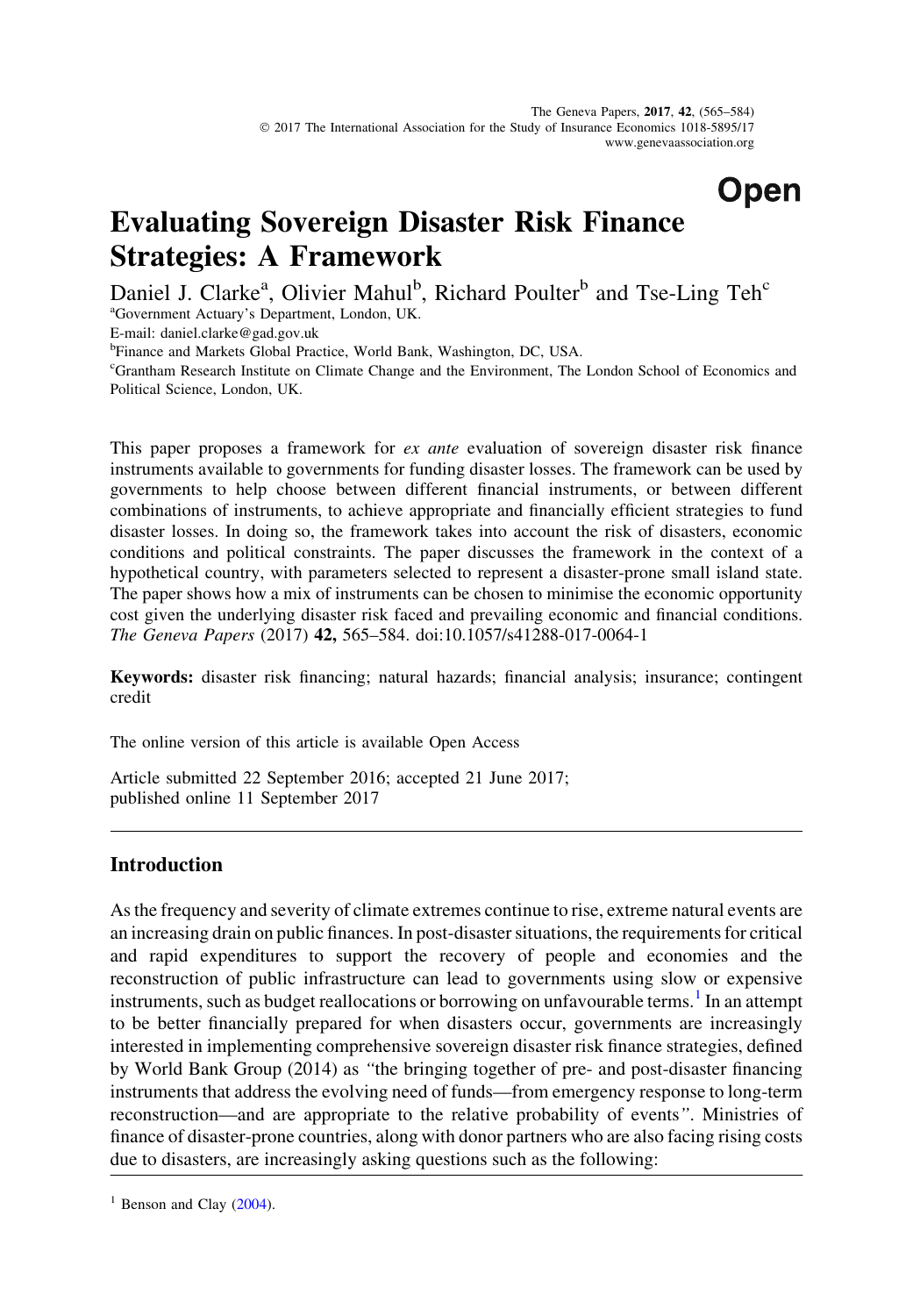The Geneva Papers, **2017**, **42**, (565–584)
© 2017 The International Association for the Study of Insurance Economics 1018-5895/17
www.genevaassociation.org

**Open**

# Evaluating Sovereign Disaster Risk Finance Strategies: A Framework

Daniel J. Clarke[a], Olivier Mahul[b], Richard Poulter[b] and Tse-Ling Teh[c]

[a]Government Actuary's Department, London, UK.
E-mail: daniel.clarke@gad.gov.uk
[b]Finance and Markets Global Practice, World Bank, Washington, DC, USA.
[c]Grantham Research Institute on Climate Change and the Environment, The London School of Economics and Political Science, London, UK.

This paper proposes a framework for *ex ante* evaluation of sovereign disaster risk finance instruments available to governments for funding disaster losses. The framework can be used by governments to help choose between different financial instruments, or between different combinations of instruments, to achieve appropriate and financially efficient strategies to fund disaster losses. In doing so, the framework takes into account the risk of disasters, economic conditions and political constraints. The paper discusses the framework in the context of a hypothetical country, with parameters selected to represent a disaster-prone small island state. The paper shows how a mix of instruments can be chosen to minimise the economic opportunity cost given the underlying disaster risk faced and prevailing economic and financial conditions.
*The Geneva Papers* (2017) **42,** 565–584. doi:10.1057/s41288-017-0064-1

**Keywords:** disaster risk financing; natural hazards; financial analysis; insurance; contingent credit

The online version of this article is available Open Access

Article submitted 22 September 2016; accepted 21 June 2017;
published online 11 September 2017

## Introduction

As the frequency and severity of climate extremes continue to rise, extreme natural events are an increasing drain on public finances. In post-disaster situations, the requirements for critical and rapid expenditures to support the recovery of people and economies and the reconstruction of public infrastructure can lead to governments using slow or expensive instruments, such as budget reallocations or borrowing on unfavourable terms.[1] In an attempt to be better financially prepared for when disasters occur, governments are increasingly interested in implementing comprehensive sovereign disaster risk finance strategies, defined by World Bank Group (2014) as "the bringing together of pre- and post-disaster financing instruments that address the evolving need of funds—from emergency response to long-term reconstruction—and are appropriate to the relative probability of events". Ministries of finance of disaster-prone countries, along with donor partners who are also facing rising costs due to disasters, are increasingly asking questions such as the following:

[1] Benson and Clay (2004).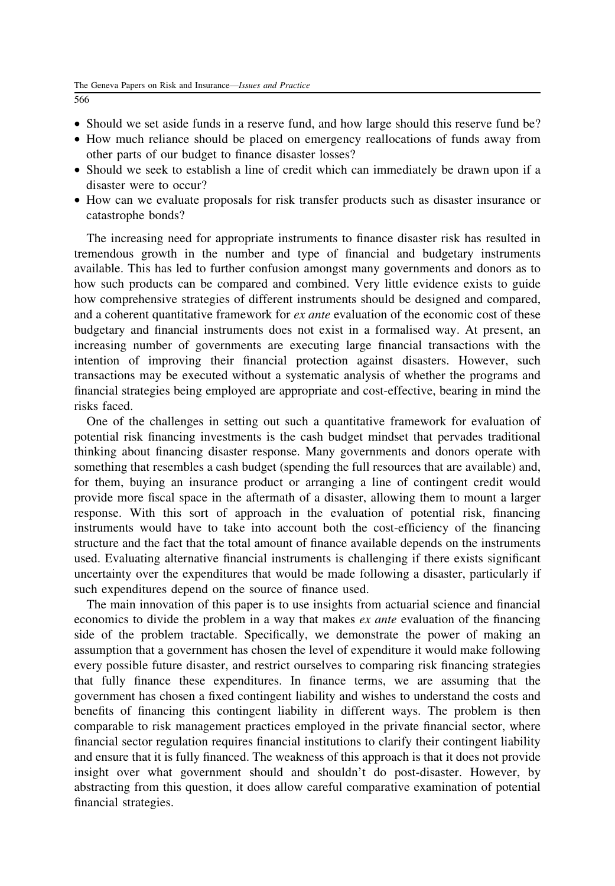- Should we set aside funds in a reserve fund, and how large should this reserve fund be?
- How much reliance should be placed on emergency reallocations of funds away from other parts of our budget to finance disaster losses?
- Should we seek to establish a line of credit which can immediately be drawn upon if a disaster were to occur?
- How can we evaluate proposals for risk transfer products such as disaster insurance or catastrophe bonds?

The increasing need for appropriate instruments to finance disaster risk has resulted in tremendous growth in the number and type of financial and budgetary instruments available. This has led to further confusion amongst many governments and donors as to how such products can be compared and combined. Very little evidence exists to guide how comprehensive strategies of different instruments should be designed and compared, and a coherent quantitative framework for *ex ante* evaluation of the economic cost of these budgetary and financial instruments does not exist in a formalised way. At present, an increasing number of governments are executing large financial transactions with the intention of improving their financial protection against disasters. However, such transactions may be executed without a systematic analysis of whether the programs and financial strategies being employed are appropriate and cost-effective, bearing in mind the risks faced.

One of the challenges in setting out such a quantitative framework for evaluation of potential risk financing investments is the cash budget mindset that pervades traditional thinking about financing disaster response. Many governments and donors operate with something that resembles a cash budget (spending the full resources that are available) and, for them, buying an insurance product or arranging a line of contingent credit would provide more fiscal space in the aftermath of a disaster, allowing them to mount a larger response. With this sort of approach in the evaluation of potential risk, financing instruments would have to take into account both the cost-efficiency of the financing structure and the fact that the total amount of finance available depends on the instruments used. Evaluating alternative financial instruments is challenging if there exists significant uncertainty over the expenditures that would be made following a disaster, particularly if such expenditures depend on the source of finance used.

The main innovation of this paper is to use insights from actuarial science and financial economics to divide the problem in a way that makes *ex ante* evaluation of the financing side of the problem tractable. Specifically, we demonstrate the power of making an assumption that a government has chosen the level of expenditure it would make following every possible future disaster, and restrict ourselves to comparing risk financing strategies that fully finance these expenditures. In finance terms, we are assuming that the government has chosen a fixed contingent liability and wishes to understand the costs and benefits of financing this contingent liability in different ways. The problem is then comparable to risk management practices employed in the private financial sector, where financial sector regulation requires financial institutions to clarify their contingent liability and ensure that it is fully financed. The weakness of this approach is that it does not provide insight over what government should and shouldn't do post-disaster. However, by abstracting from this question, it does allow careful comparative examination of potential financial strategies.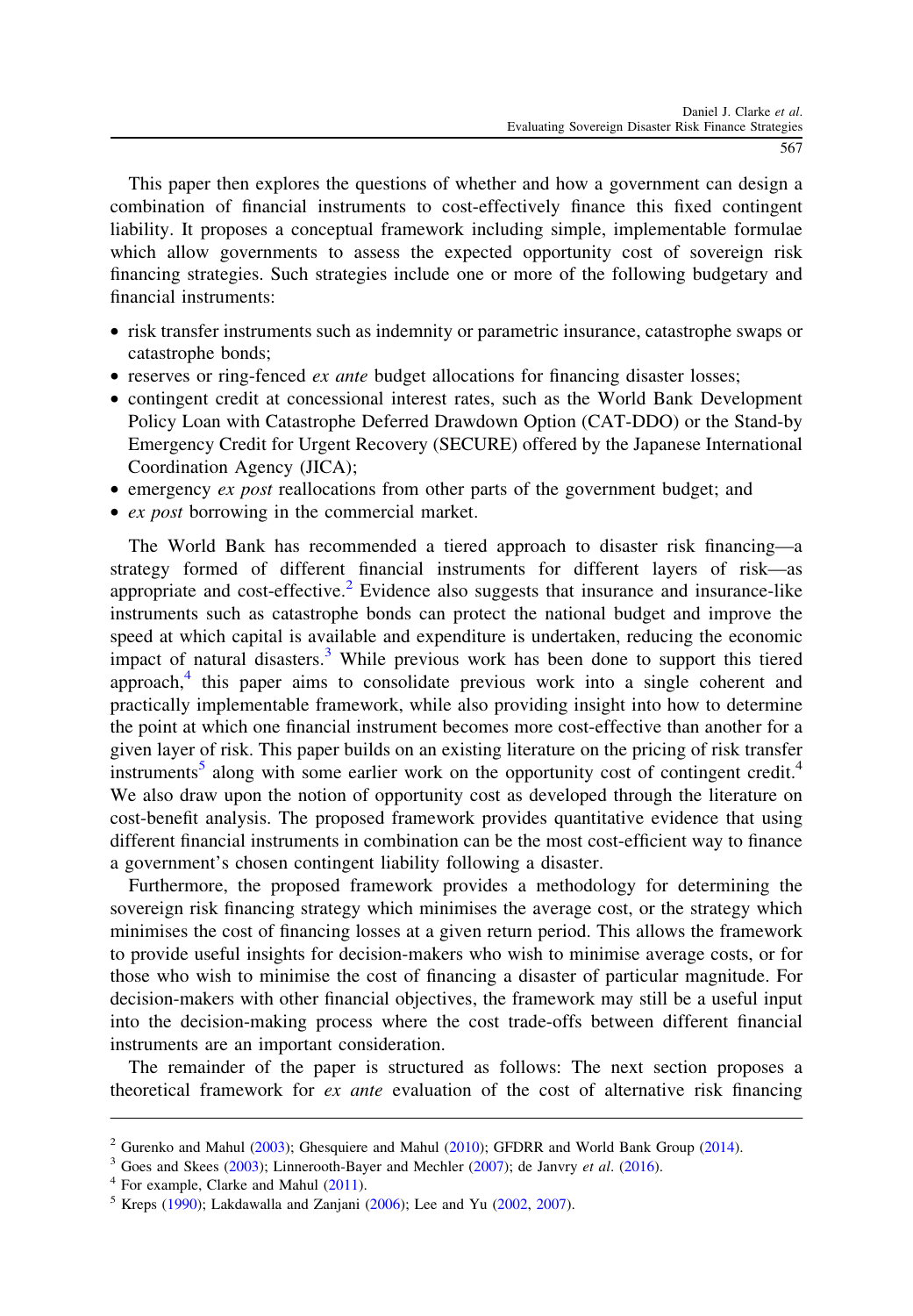This paper then explores the questions of whether and how a government can design a combination of financial instruments to cost-effectively finance this fixed contingent liability. It proposes a conceptual framework including simple, implementable formulae which allow governments to assess the expected opportunity cost of sovereign risk financing strategies. Such strategies include one or more of the following budgetary and financial instruments:

- risk transfer instruments such as indemnity or parametric insurance, catastrophe swaps or catastrophe bonds;
- reserves or ring-fenced *ex ante* budget allocations for financing disaster losses;
- contingent credit at concessional interest rates, such as the World Bank Development Policy Loan with Catastrophe Deferred Drawdown Option (CAT-DDO) or the Stand-by Emergency Credit for Urgent Recovery (SECURE) offered by the Japanese International Coordination Agency (JICA);
- emergency *ex post* reallocations from other parts of the government budget; and
- *ex post* borrowing in the commercial market.

The World Bank has recommended a tiered approach to disaster risk financing—a strategy formed of different financial instruments for different layers of risk—as appropriate and cost-effective.[2] Evidence also suggests that insurance and insurance-like instruments such as catastrophe bonds can protect the national budget and improve the speed at which capital is available and expenditure is undertaken, reducing the economic impact of natural disasters.[3] While previous work has been done to support this tiered approach,[4] this paper aims to consolidate previous work into a single coherent and practically implementable framework, while also providing insight into how to determine the point at which one financial instrument becomes more cost-effective than another for a given layer of risk. This paper builds on an existing literature on the pricing of risk transfer instruments[5] along with some earlier work on the opportunity cost of contingent credit.[4] We also draw upon the notion of opportunity cost as developed through the literature on cost-benefit analysis. The proposed framework provides quantitative evidence that using different financial instruments in combination can be the most cost-efficient way to finance a government's chosen contingent liability following a disaster.

Furthermore, the proposed framework provides a methodology for determining the sovereign risk financing strategy which minimises the average cost, or the strategy which minimises the cost of financing losses at a given return period. This allows the framework to provide useful insights for decision-makers who wish to minimise average costs, or for those who wish to minimise the cost of financing a disaster of particular magnitude. For decision-makers with other financial objectives, the framework may still be a useful input into the decision-making process where the cost trade-offs between different financial instruments are an important consideration.

The remainder of the paper is structured as follows: The next section proposes a theoretical framework for *ex ante* evaluation of the cost of alternative risk financing

---

[2] Gurenko and Mahul (2003); Ghesquiere and Mahul (2010); GFDRR and World Bank Group (2014).

[3] Goes and Skees (2003); Linnerooth-Bayer and Mechler (2007); de Janvry *et al*. (2016).

[4] For example, Clarke and Mahul (2011).

[5] Kreps (1990); Lakdawalla and Zanjani (2006); Lee and Yu (2002, 2007).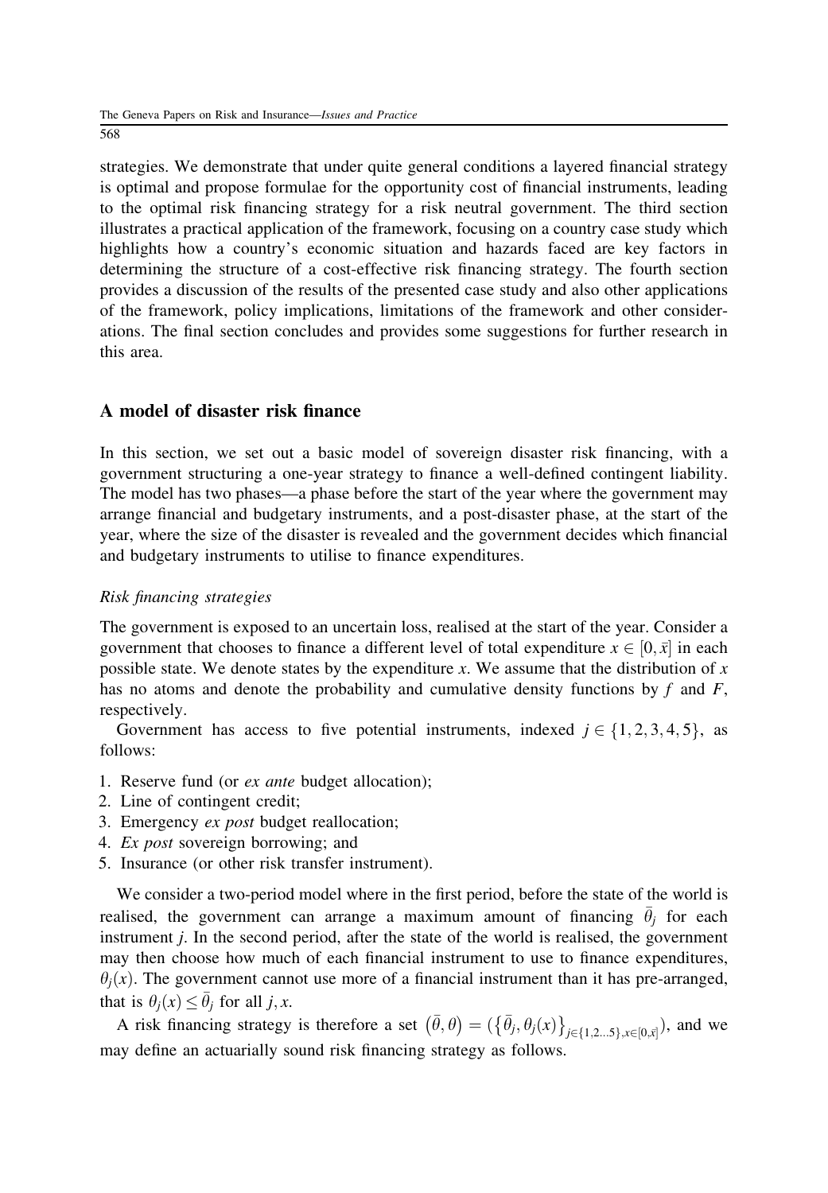strategies. We demonstrate that under quite general conditions a layered financial strategy is optimal and propose formulae for the opportunity cost of financial instruments, leading to the optimal risk financing strategy for a risk neutral government. The third section illustrates a practical application of the framework, focusing on a country case study which highlights how a country's economic situation and hazards faced are key factors in determining the structure of a cost-effective risk financing strategy. The fourth section provides a discussion of the results of the presented case study and also other applications of the framework, policy implications, limitations of the framework and other considerations. The final section concludes and provides some suggestions for further research in this area.

## A model of disaster risk finance

In this section, we set out a basic model of sovereign disaster risk financing, with a government structuring a one-year strategy to finance a well-defined contingent liability. The model has two phases—a phase before the start of the year where the government may arrange financial and budgetary instruments, and a post-disaster phase, at the start of the year, where the size of the disaster is revealed and the government decides which financial and budgetary instruments to utilise to finance expenditures.

### *Risk financing strategies*

The government is exposed to an uncertain loss, realised at the start of the year. Consider a government that chooses to finance a different level of total expenditure $x \in [0, \bar{x}]$ in each possible state. We denote states by the expenditure $x$. We assume that the distribution of $x$ has no atoms and denote the probability and cumulative density functions by $f$ and $F$, respectively.

Government has access to five potential instruments, indexed $j \in \{1, 2, 3, 4, 5\}$, as follows:

1. Reserve fund (or *ex ante* budget allocation);
2. Line of contingent credit;
3. Emergency *ex post* budget reallocation;
4. *Ex post* sovereign borrowing; and
5. Insurance (or other risk transfer instrument).

We consider a two-period model where in the first period, before the state of the world is realised, the government can arrange a maximum amount of financing $\bar{\theta}_j$ for each instrument $j$. In the second period, after the state of the world is realised, the government may then choose how much of each financial instrument to use to finance expenditures, $\theta_j(x)$. The government cannot use more of a financial instrument than it has pre-arranged, that is $\theta_j(x) \le \bar{\theta}_j$ for all $j, x$.

A risk financing strategy is therefore a set $\left(\bar{\theta}, \theta\right) = (\left\{\bar{\theta}_j, \theta_j(x)\right\}_{j \in \{1,2 \ldots 5\}, x \in [0, \bar{x}]})$, and we may define an actuarially sound risk financing strategy as follows.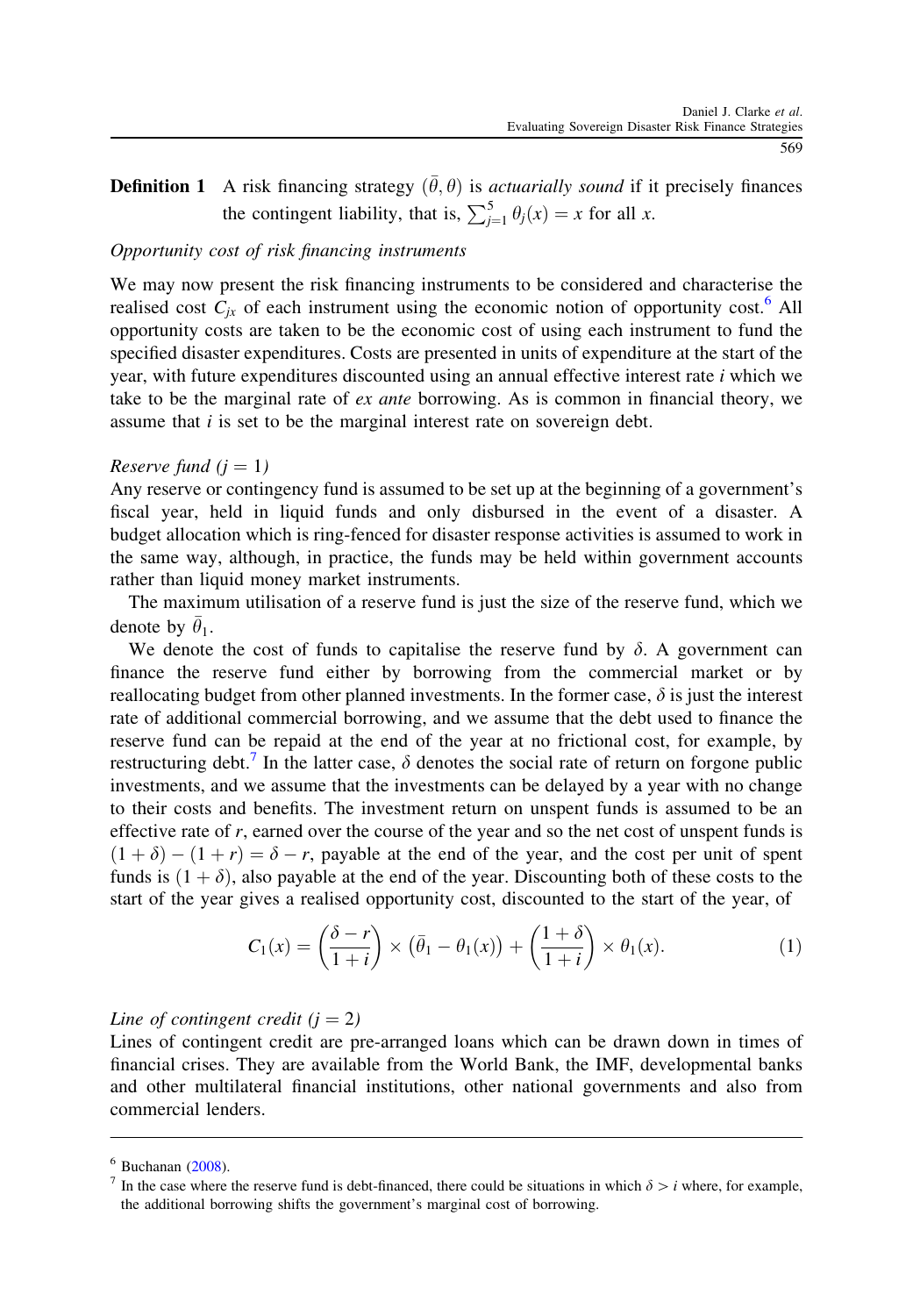**Definition 1** A risk financing strategy $(\bar{\theta}, \theta)$ is *actuarially sound* if it precisely finances the contingent liability, that is, $\sum_{j=1}^{5} \theta_j(x) = x$ for all $x$.

*Opportunity cost of risk financing instruments*

We may now present the risk financing instruments to be considered and characterise the realised cost $C_{jx}$ of each instrument using the economic notion of opportunity cost.[6] All opportunity costs are taken to be the economic cost of using each instrument to fund the specified disaster expenditures. Costs are presented in units of expenditure at the start of the year, with future expenditures discounted using an annual effective interest rate $i$ which we take to be the marginal rate of *ex ante* borrowing. As is common in financial theory, we assume that $i$ is set to be the marginal interest rate on sovereign debt.

*Reserve fund* ($j = 1$)

Any reserve or contingency fund is assumed to be set up at the beginning of a government's fiscal year, held in liquid funds and only disbursed in the event of a disaster. A budget allocation which is ring-fenced for disaster response activities is assumed to work in the same way, although, in practice, the funds may be held within government accounts rather than liquid money market instruments.

The maximum utilisation of a reserve fund is just the size of the reserve fund, which we denote by $\bar{\theta}_1$.

We denote the cost of funds to capitalise the reserve fund by $\delta$. A government can finance the reserve fund either by borrowing from the commercial market or by reallocating budget from other planned investments. In the former case, $\delta$ is just the interest rate of additional commercial borrowing, and we assume that the debt used to finance the reserve fund can be repaid at the end of the year at no frictional cost, for example, by restructuring debt.[7] In the latter case, $\delta$ denotes the social rate of return on forgone public investments, and we assume that the investments can be delayed by a year with no change to their costs and benefits. The investment return on unspent funds is assumed to be an effective rate of $r$, earned over the course of the year and so the net cost of unspent funds is $(1+\delta) - (1+r) = \delta - r$, payable at the end of the year, and the cost per unit of spent funds is $(1+\delta)$, also payable at the end of the year. Discounting both of these costs to the start of the year gives a realised opportunity cost, discounted to the start of the year, of

$$C_1(x) = \left(\frac{\delta - r}{1+i}\right) \times \left(\bar{\theta}_1 - \theta_1(x)\right) + \left(\frac{1+\delta}{1+i}\right) \times \theta_1(x). \tag{1}$$

*Line of contingent credit* ($j = 2$)

Lines of contingent credit are pre-arranged loans which can be drawn down in times of financial crises. They are available from the World Bank, the IMF, developmental banks and other multilateral financial institutions, other national governments and also from commercial lenders.

---

[6] Buchanan (2008).

[7] In the case where the reserve fund is debt-financed, there could be situations in which $\delta > i$ where, for example, the additional borrowing shifts the government's marginal cost of borrowing.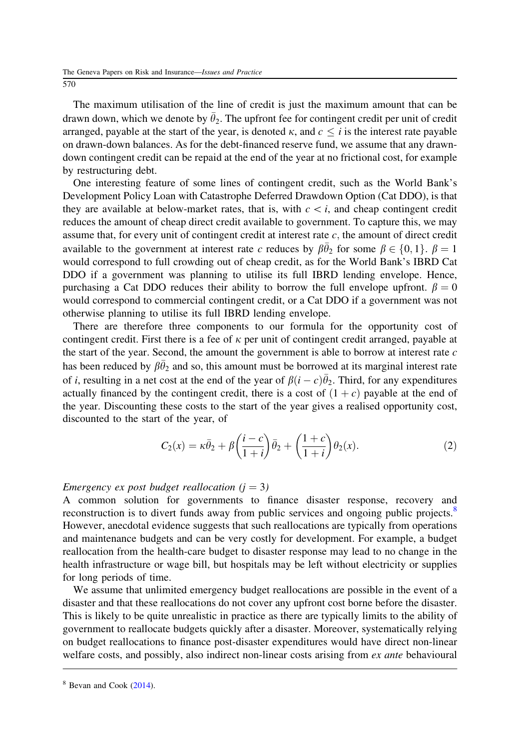The maximum utilisation of the line of credit is just the maximum amount that can be drawn down, which we denote by $\bar{\theta}_2$. The upfront fee for contingent credit per unit of credit arranged, payable at the start of the year, is denoted $\kappa$, and $c \leq i$ is the interest rate payable on drawn-down balances. As for the debt-financed reserve fund, we assume that any drawn-down contingent credit can be repaid at the end of the year at no frictional cost, for example by restructuring debt.

One interesting feature of some lines of contingent credit, such as the World Bank's Development Policy Loan with Catastrophe Deferred Drawdown Option (Cat DDO), is that they are available at below-market rates, that is, with $c < i$, and cheap contingent credit reduces the amount of cheap direct credit available to government. To capture this, we may assume that, for every unit of contingent credit at interest rate $c$, the amount of direct credit available to the government at interest rate $c$ reduces by $\beta\bar{\theta}_2$ for some $\beta \in \{0, 1\}$. $\beta = 1$ would correspond to full crowding out of cheap credit, as for the World Bank's IBRD Cat DDO if a government was planning to utilise its full IBRD lending envelope. Hence, purchasing a Cat DDO reduces their ability to borrow the full envelope upfront. $\beta = 0$ would correspond to commercial contingent credit, or a Cat DDO if a government was not otherwise planning to utilise its full IBRD lending envelope.

There are therefore three components to our formula for the opportunity cost of contingent credit. First there is a fee of $\kappa$ per unit of contingent credit arranged, payable at the start of the year. Second, the amount the government is able to borrow at interest rate $c$ has been reduced by $\beta\bar{\theta}_2$ and so, this amount must be borrowed at its marginal interest rate of $i$, resulting in a net cost at the end of the year of $\beta(i - c)\bar{\theta}_2$. Third, for any expenditures actually financed by the contingent credit, there is a cost of $(1 + c)$ payable at the end of the year. Discounting these costs to the start of the year gives a realised opportunity cost, discounted to the start of the year, of

$$C_2(x) = \kappa\bar{\theta}_2 + \beta\left(\frac{i - c}{1 + i}\right)\bar{\theta}_2 + \left(\frac{1 + c}{1 + i}\right)\theta_2(x). \tag{2}$$

*Emergency ex post budget reallocation ($j = 3$)*

A common solution for governments to finance disaster response, recovery and reconstruction is to divert funds away from public services and ongoing public projects.[8] However, anecdotal evidence suggests that such reallocations are typically from operations and maintenance budgets and can be very costly for development. For example, a budget reallocation from the health-care budget to disaster response may lead to no change in the health infrastructure or wage bill, but hospitals may be left without electricity or supplies for long periods of time.

We assume that unlimited emergency budget reallocations are possible in the event of a disaster and that these reallocations do not cover any upfront cost borne before the disaster. This is likely to be quite unrealistic in practice as there are typically limits to the ability of government to reallocate budgets quickly after a disaster. Moreover, systematically relying on budget reallocations to finance post-disaster expenditures would have direct non-linear welfare costs, and possibly, also indirect non-linear costs arising from *ex ante* behavioural

---

[8] Bevan and Cook (2014).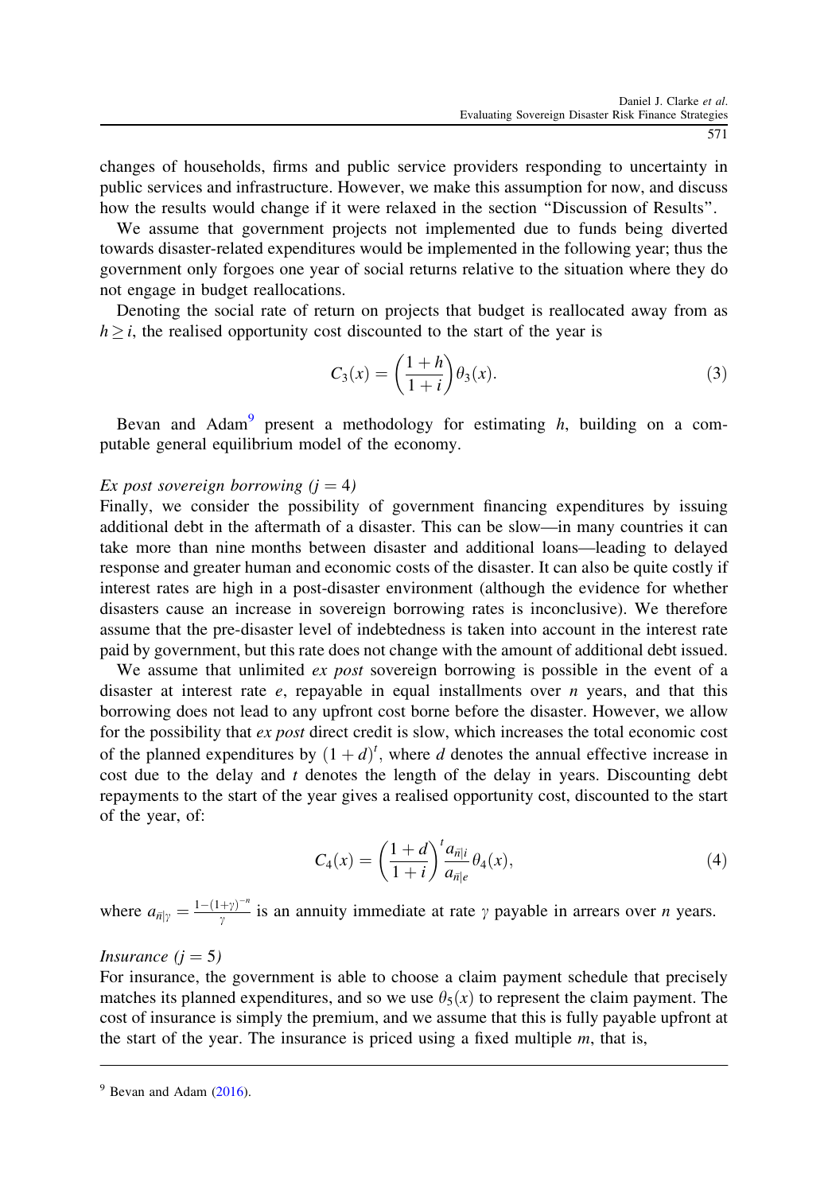changes of households, firms and public service providers responding to uncertainty in public services and infrastructure. However, we make this assumption for now, and discuss how the results would change if it were relaxed in the section "Discussion of Results".

We assume that government projects not implemented due to funds being diverted towards disaster-related expenditures would be implemented in the following year; thus the government only forgoes one year of social returns relative to the situation where they do not engage in budget reallocations.

Denoting the social rate of return on projects that budget is reallocated away from as $h \geq i$, the realised opportunity cost discounted to the start of the year is

$$C_3(x) = \left(\frac{1+h}{1+i}\right)\theta_3(x). \tag{3}$$

Bevan and Adam[9] present a methodology for estimating $h$, building on a computable general equilibrium model of the economy.

*Ex post sovereign borrowing* ($j = 4$)

Finally, we consider the possibility of government financing expenditures by issuing additional debt in the aftermath of a disaster. This can be slow—in many countries it can take more than nine months between disaster and additional loans—leading to delayed response and greater human and economic costs of the disaster. It can also be quite costly if interest rates are high in a post-disaster environment (although the evidence for whether disasters cause an increase in sovereign borrowing rates is inconclusive). We therefore assume that the pre-disaster level of indebtedness is taken into account in the interest rate paid by government, but this rate does not change with the amount of additional debt issued.

We assume that unlimited *ex post* sovereign borrowing is possible in the event of a disaster at interest rate $e$, repayable in equal installments over $n$ years, and that this borrowing does not lead to any upfront cost borne before the disaster. However, we allow for the possibility that *ex post* direct credit is slow, which increases the total economic cost of the planned expenditures by $(1+d)^t$, where $d$ denotes the annual effective increase in cost due to the delay and $t$ denotes the length of the delay in years. Discounting debt repayments to the start of the year gives a realised opportunity cost, discounted to the start of the year, of:

$$C_4(x) = \left(\frac{1+d}{1+i}\right)^t \frac{a_{\bar{n}|i}}{a_{\bar{n}|e}}\theta_4(x), \tag{4}$$

where $a_{\bar{n}|\gamma} = \frac{1-(1+\gamma)^{-n}}{\gamma}$ is an annuity immediate at rate $\gamma$ payable in arrears over $n$ years.

*Insurance* ($j = 5$)

For insurance, the government is able to choose a claim payment schedule that precisely matches its planned expenditures, and so we use $\theta_5(x)$ to represent the claim payment. The cost of insurance is simply the premium, and we assume that this is fully payable upfront at the start of the year. The insurance is priced using a fixed multiple $m$, that is,

[9] Bevan and Adam (2016).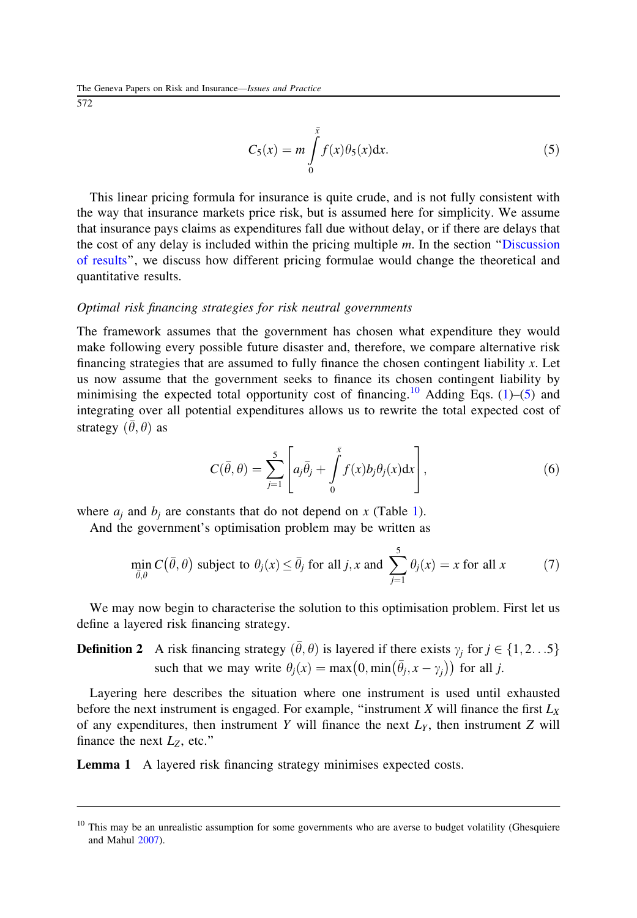$$C_5(x) = m \int_0^{\bar{x}} f(x)\theta_5(x)\mathrm{d}x. \tag{5}$$

This linear pricing formula for insurance is quite crude, and is not fully consistent with the way that insurance markets price risk, but is assumed here for simplicity. We assume that insurance pays claims as expenditures fall due without delay, or if there are delays that the cost of any delay is included within the pricing multiple $m$. In the section "Discussion of results", we discuss how different pricing formulae would change the theoretical and quantitative results.

*Optimal risk financing strategies for risk neutral governments*

The framework assumes that the government has chosen what expenditure they would make following every possible future disaster and, therefore, we compare alternative risk financing strategies that are assumed to fully finance the chosen contingent liability $x$. Let us now assume that the government seeks to finance its chosen contingent liability by minimising the expected total opportunity cost of financing.[10] Adding Eqs. (1)–(5) and integrating over all potential expenditures allows us to rewrite the total expected cost of strategy $(\bar{\theta}, \theta)$ as

$$C(\bar{\theta}, \theta) = \sum_{j=1}^{5} \left[ a_j \bar{\theta}_j + \int_0^{\bar{x}} f(x) b_j \theta_j(x) \mathrm{d}x \right], \tag{6}$$

where $a_j$ and $b_j$ are constants that do not depend on $x$ (Table 1).

And the government's optimisation problem may be written as

$$\min_{\bar{\theta}, \theta} C(\bar{\theta}, \theta) \text{ subject to } \theta_j(x) \leq \bar{\theta}_j \text{ for all } j, x \text{ and } \sum_{j=1}^{5} \theta_j(x) = x \text{ for all } x \tag{7}$$

We may now begin to characterise the solution to this optimisation problem. First let us define a layered risk financing strategy.

**Definition 2** A risk financing strategy $(\bar{\theta}, \theta)$ is layered if there exists $\gamma_j$ for $j \in \{1, 2 \ldots 5\}$ such that we may write $\theta_j(x) = \max\left(0, \min\left(\bar{\theta}_j, x - \gamma_j\right)\right)$ for all $j$.

Layering here describes the situation where one instrument is used until exhausted before the next instrument is engaged. For example, "instrument $X$ will finance the first $L_X$ of any expenditures, then instrument $Y$ will finance the next $L_Y$, then instrument $Z$ will finance the next $L_Z$, etc."

**Lemma 1** A layered risk financing strategy minimises expected costs.

---

[10] This may be an unrealistic assumption for some governments who are averse to budget volatility (Ghesquiere and Mahul 2007).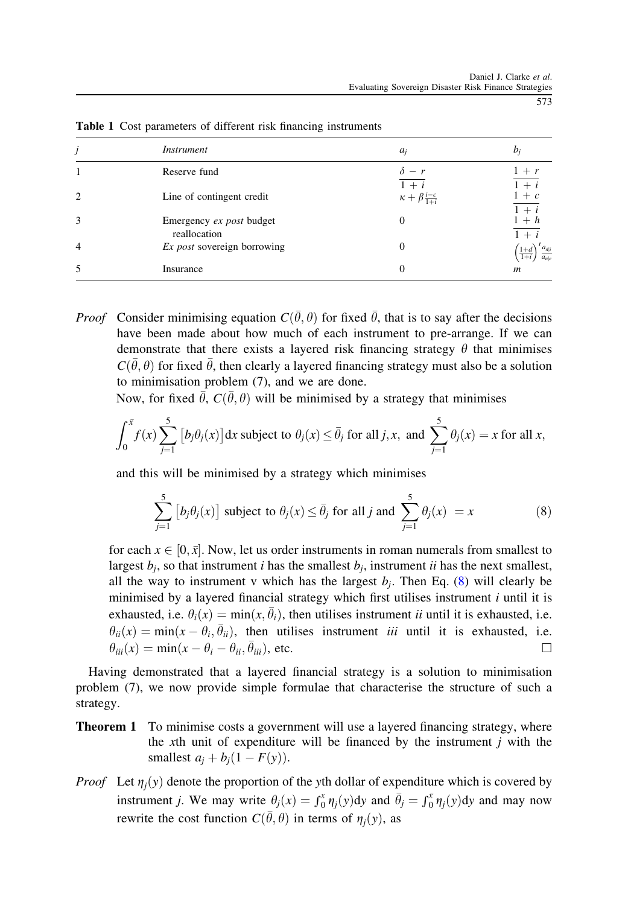**Table 1** Cost parameters of different risk financing instruments

| $j$ | *Instrument* | $a_j$ | $b_j$ |
|---|---|---|---|
| 1 | Reserve fund | $\frac{\delta - r}{1 + i}$ | $\frac{1 + r}{1 + i}$ |
| 2 | Line of contingent credit | $\kappa + \beta \frac{i - c}{1 + i}$ | $\frac{1 + c}{1 + i}$ |
| 3 | Emergency *ex post* budget reallocation | 0 | $\frac{1 + h}{1 + i}$ |
| 4 | *Ex post* sovereign borrowing | 0 | $\left(\frac{1+d}{1+i}\right)^{t} \frac{a_{n\|i}}{a_{n\|e}}$ |
| 5 | Insurance | 0 | $m$ |

*Proof* Consider minimising equation $C(\bar{\theta}, \theta)$ for fixed $\bar{\theta}$, that is to say after the decisions have been made about how much of each instrument to pre-arrange. If we can demonstrate that there exists a layered risk financing strategy $\theta$ that minimises $C(\bar{\theta}, \theta)$ for fixed $\bar{\theta}$, then clearly a layered financing strategy must also be a solution to minimisation problem (7), and we are done.

Now, for fixed $\bar{\theta}$, $C(\bar{\theta}, \theta)$ will be minimised by a strategy that minimises

$$\int_0^{\bar{x}} f(x) \sum_{j=1}^{5} \left[ b_j \theta_j(x) \right] \mathrm{d}x \text{ subject to } \theta_j(x) \leq \bar{\theta}_j \text{ for all } j, x, \text{ and } \sum_{j=1}^{5} \theta_j(x) = x \text{ for all } x,$$

and this will be minimised by a strategy which minimises

$$\sum_{j=1}^{5} \left[ b_j \theta_j(x) \right] \text{ subject to } \theta_j(x) \leq \bar{\theta}_j \text{ for all } j \text{ and } \sum_{j=1}^{5} \theta_j(x) = x \tag{8}$$

for each $x \in [0, \bar{x}]$. Now, let us order instruments in roman numerals from smallest to largest $b_j$, so that instrument *i* has the smallest $b_j$, instrument *ii* has the next smallest, all the way to instrument v which has the largest $b_j$. Then Eq. (8) will clearly be minimised by a layered financial strategy which first utilises instrument *i* until it is exhausted, i.e. $\theta_i(x) = \min(x, \bar{\theta}_i)$, then utilises instrument *ii* until it is exhausted, i.e. $\theta_{ii}(x) = \min(x - \theta_i, \bar{\theta}_{ii})$, then utilises instrument *iii* until it is exhausted, i.e. $\theta_{iii}(x) = \min(x - \theta_i - \theta_{ii}, \bar{\theta}_{iii})$, etc. □

Having demonstrated that a layered financial strategy is a solution to minimisation problem (7), we now provide simple formulae that characterise the structure of such a strategy.

**Theorem 1** To minimise costs a government will use a layered financing strategy, where the *x*th unit of expenditure will be financed by the instrument *j* with the smallest $a_j + b_j(1 - F(y))$.

*Proof* Let $\eta_j(y)$ denote the proportion of the *y*th dollar of expenditure which is covered by instrument *j*. We may write $\theta_j(x) = \int_0^x \eta_j(y) \mathrm{d}y$ and $\bar{\theta}_j = \int_0^{\bar{x}} \eta_j(y) \mathrm{d}y$ and may now rewrite the cost function $C(\bar{\theta}, \theta)$ in terms of $\eta_j(y)$, as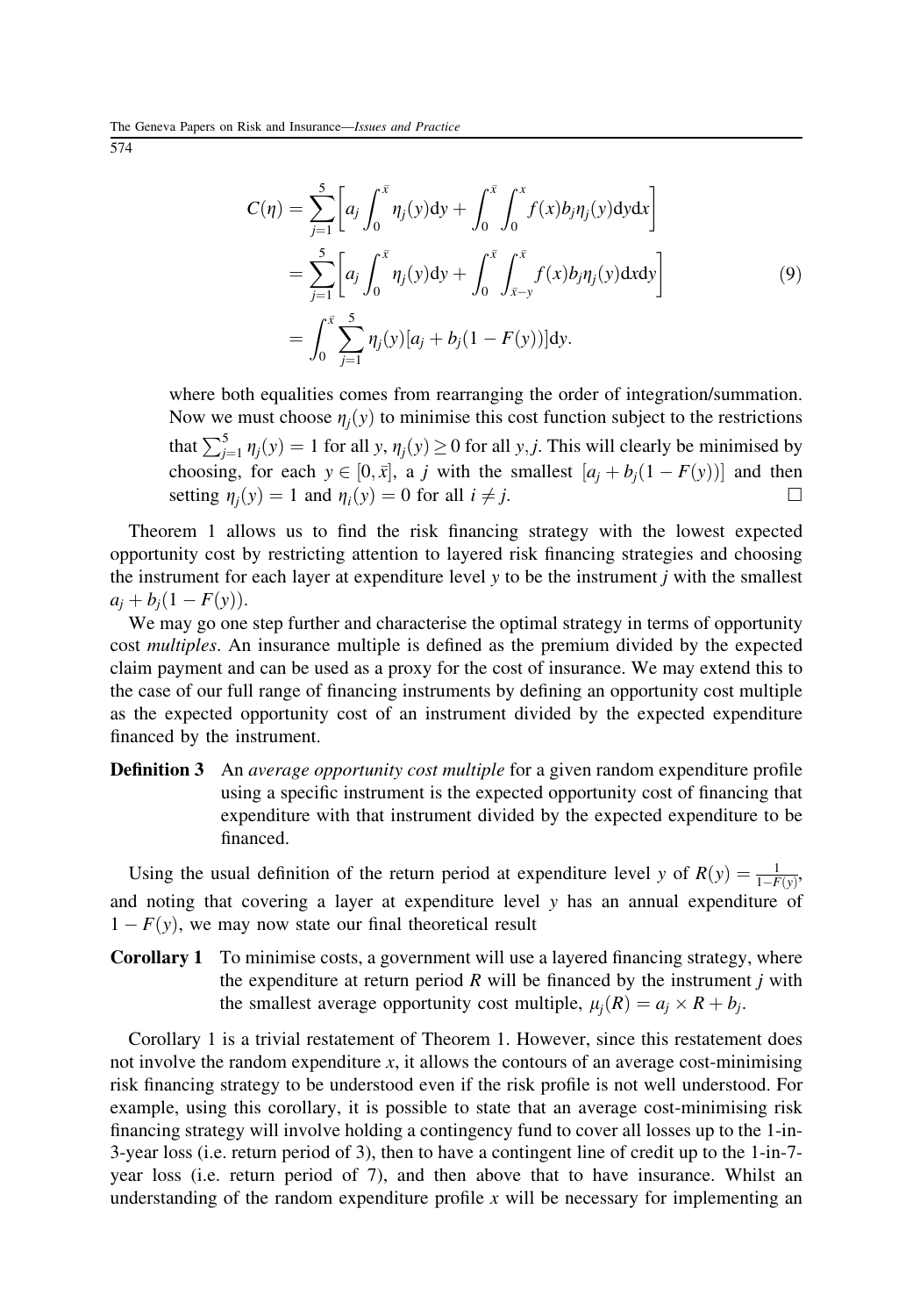$$
\begin{aligned}
C(\eta) &= \sum_{j=1}^{5}\left[a_j \int_0^{\bar{x}} \eta_j(y)\mathrm{d}y + \int_0^{\bar{x}}\int_0^{x} f(x) b_j \eta_j(y)\mathrm{d}y\mathrm{d}x\right] \\
&= \sum_{j=1}^{5}\left[a_j \int_0^{\bar{x}} \eta_j(y)\mathrm{d}y + \int_0^{\bar{x}}\int_{\bar{x}-y}^{\bar{x}} f(x) b_j \eta_j(y)\mathrm{d}x\mathrm{d}y\right] \\
&= \int_0^{\bar{x}} \sum_{j=1}^{5} \eta_j(y)[a_j + b_j(1-F(y))]\mathrm{d}y.
\end{aligned} \tag{9}
$$

where both equalities comes from rearranging the order of integration/summation. Now we must choose $\eta_j(y)$ to minimise this cost function subject to the restrictions that $\sum_{j=1}^{5}\eta_j(y)=1$ for all $y$, $\eta_j(y)\geq 0$ for all $y, j$. This will clearly be minimised by choosing, for each $y\in[0,\bar{x}]$, a $j$ with the smallest $[a_j + b_j(1-F(y))]$ and then setting $\eta_j(y)=1$ and $\eta_i(y)=0$ for all $i \neq j$. □

Theorem 1 allows us to find the risk financing strategy with the lowest expected opportunity cost by restricting attention to layered risk financing strategies and choosing the instrument for each layer at expenditure level $y$ to be the instrument $j$ with the smallest $a_j + b_j(1-F(y))$.

We may go one step further and characterise the optimal strategy in terms of opportunity cost *multiples*. An insurance multiple is defined as the premium divided by the expected claim payment and can be used as a proxy for the cost of insurance. We may extend this to the case of our full range of financing instruments by defining an opportunity cost multiple as the expected opportunity cost of an instrument divided by the expected expenditure financed by the instrument.

**Definition 3** An *average opportunity cost multiple* for a given random expenditure profile using a specific instrument is the expected opportunity cost of financing that expenditure with that instrument divided by the expected expenditure to be financed.

Using the usual definition of the return period at expenditure level $y$ of $R(y)=\frac{1}{1-F(y)}$, and noting that covering a layer at expenditure level $y$ has an annual expenditure of $1-F(y)$, we may now state our final theoretical result

**Corollary 1** To minimise costs, a government will use a layered financing strategy, where the expenditure at return period $R$ will be financed by the instrument $j$ with the smallest average opportunity cost multiple, $\mu_j(R) = a_j \times R + b_j$.

Corollary 1 is a trivial restatement of Theorem 1. However, since this restatement does not involve the random expenditure $x$, it allows the contours of an average cost-minimising risk financing strategy to be understood even if the risk profile is not well understood. For example, using this corollary, it is possible to state that an average cost-minimising risk financing strategy will involve holding a contingency fund to cover all losses up to the 1-in-3-year loss (i.e. return period of 3), then to have a contingent line of credit up to the 1-in-7-year loss (i.e. return period of 7), and then above that to have insurance. Whilst an understanding of the random expenditure profile $x$ will be necessary for implementing an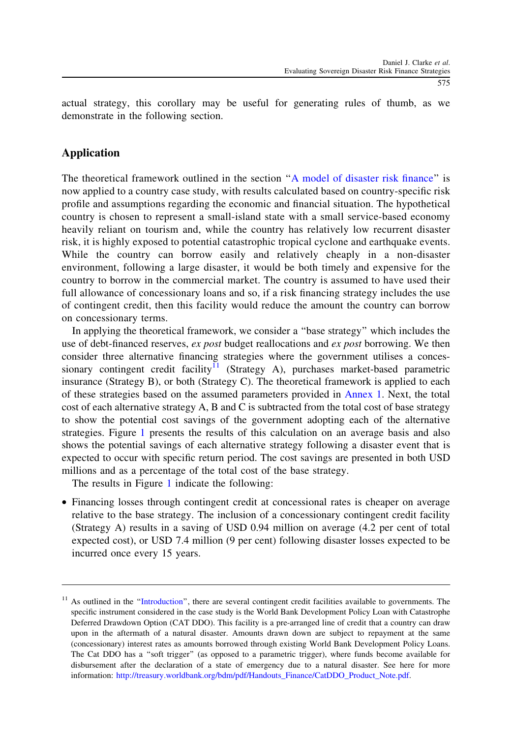actual strategy, this corollary may be useful for generating rules of thumb, as we demonstrate in the following section.

## Application

The theoretical framework outlined in the section "A model of disaster risk finance" is now applied to a country case study, with results calculated based on country-specific risk profile and assumptions regarding the economic and financial situation. The hypothetical country is chosen to represent a small-island state with a small service-based economy heavily reliant on tourism and, while the country has relatively low recurrent disaster risk, it is highly exposed to potential catastrophic tropical cyclone and earthquake events. While the country can borrow easily and relatively cheaply in a non-disaster environment, following a large disaster, it would be both timely and expensive for the country to borrow in the commercial market. The country is assumed to have used their full allowance of concessionary loans and so, if a risk financing strategy includes the use of contingent credit, then this facility would reduce the amount the country can borrow on concessionary terms.

In applying the theoretical framework, we consider a "base strategy" which includes the use of debt-financed reserves, *ex post* budget reallocations and *ex post* borrowing. We then consider three alternative financing strategies where the government utilises a concessionary contingent credit facility[11] (Strategy A), purchases market-based parametric insurance (Strategy B), or both (Strategy C). The theoretical framework is applied to each of these strategies based on the assumed parameters provided in Annex 1. Next, the total cost of each alternative strategy A, B and C is subtracted from the total cost of base strategy to show the potential cost savings of the government adopting each of the alternative strategies. Figure 1 presents the results of this calculation on an average basis and also shows the potential savings of each alternative strategy following a disaster event that is expected to occur with specific return period. The cost savings are presented in both USD millions and as a percentage of the total cost of the base strategy.

The results in Figure 1 indicate the following:

- Financing losses through contingent credit at concessional rates is cheaper on average relative to the base strategy. The inclusion of a concessionary contingent credit facility (Strategy A) results in a saving of USD 0.94 million on average (4.2 per cent of total expected cost), or USD 7.4 million (9 per cent) following disaster losses expected to be incurred once every 15 years.

---

[11] As outlined in the "Introduction", there are several contingent credit facilities available to governments. The specific instrument considered in the case study is the World Bank Development Policy Loan with Catastrophe Deferred Drawdown Option (CAT DDO). This facility is a pre-arranged line of credit that a country can draw upon in the aftermath of a natural disaster. Amounts drawn down are subject to repayment at the same (concessionary) interest rates as amounts borrowed through existing World Bank Development Policy Loans. The Cat DDO has a "soft trigger" (as opposed to a parametric trigger), where funds become available for disbursement after the declaration of a state of emergency due to a natural disaster. See here for more information: http://treasury.worldbank.org/bdm/pdf/Handouts_Finance/CatDDO_Product_Note.pdf.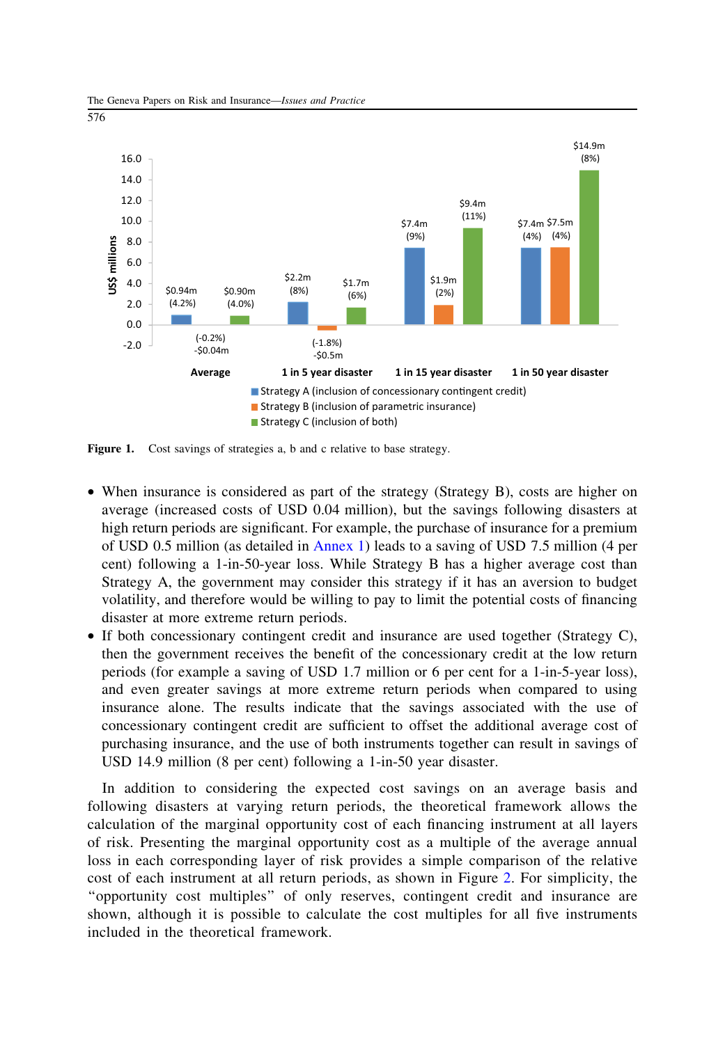Figure 1. Cost savings of strategies a, b and c relative to base strategy.

- When insurance is considered as part of the strategy (Strategy B), costs are higher on average (increased costs of USD 0.04 million), but the savings following disasters at high return periods are significant. For example, the purchase of insurance for a premium of USD 0.5 million (as detailed in Annex 1) leads to a saving of USD 7.5 million (4 per cent) following a 1-in-50-year loss. While Strategy B has a higher average cost than Strategy A, the government may consider this strategy if it has an aversion to budget volatility, and therefore would be willing to pay to limit the potential costs of financing disaster at more extreme return periods.
- If both concessionary contingent credit and insurance are used together (Strategy C), then the government receives the benefit of the concessionary credit at the low return periods (for example a saving of USD 1.7 million or 6 per cent for a 1-in-5-year loss), and even greater savings at more extreme return periods when compared to using insurance alone. The results indicate that the savings associated with the use of concessionary contingent credit are sufficient to offset the additional average cost of purchasing insurance, and the use of both instruments together can result in savings of USD 14.9 million (8 per cent) following a 1-in-50 year disaster.

In addition to considering the expected cost savings on an average basis and following disasters at varying return periods, the theoretical framework allows the calculation of the marginal opportunity cost of each financing instrument at all layers of risk. Presenting the marginal opportunity cost as a multiple of the average annual loss in each corresponding layer of risk provides a simple comparison of the relative cost of each instrument at all return periods, as shown in Figure 2. For simplicity, the "opportunity cost multiples" of only reserves, contingent credit and insurance are shown, although it is possible to calculate the cost multiples for all five instruments included in the theoretical framework.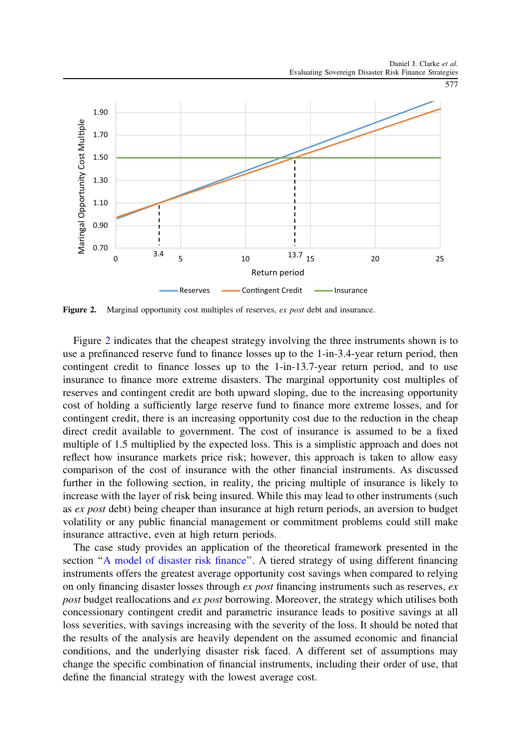**Figure 2.** Marginal opportunity cost multiples of reserves, *ex post* debt and insurance.

Figure 2 indicates that the cheapest strategy involving the three instruments shown is to use a prefinanced reserve fund to finance losses up to the 1-in-3.4-year return period, then contingent credit to finance losses up to the 1-in-13.7-year return period, and to use insurance to finance more extreme disasters. The marginal opportunity cost multiples of reserves and contingent credit are both upward sloping, due to the increasing opportunity cost of holding a sufficiently large reserve fund to finance more extreme losses, and for contingent credit, there is an increasing opportunity cost due to the reduction in the cheap direct credit available to government. The cost of insurance is assumed to be a fixed multiple of 1.5 multiplied by the expected loss. This is a simplistic approach and does not reflect how insurance markets price risk; however, this approach is taken to allow easy comparison of the cost of insurance with the other financial instruments. As discussed further in the following section, in reality, the pricing multiple of insurance is likely to increase with the layer of risk being insured. While this may lead to other instruments (such as *ex post* debt) being cheaper than insurance at high return periods, an aversion to budget volatility or any public financial management or commitment problems could still make insurance attractive, even at high return periods.

The case study provides an application of the theoretical framework presented in the section "A model of disaster risk finance". A tiered strategy of using different financing instruments offers the greatest average opportunity cost savings when compared to relying on only financing disaster losses through *ex post* financing instruments such as reserves, *ex post* budget reallocations and *ex post* borrowing. Moreover, the strategy which utilises both concessionary contingent credit and parametric insurance leads to positive savings at all loss severities, with savings increasing with the severity of the loss. It should be noted that the results of the analysis are heavily dependent on the assumed economic and financial conditions, and the underlying disaster risk faced. A different set of assumptions may change the specific combination of financial instruments, including their order of use, that define the financial strategy with the lowest average cost.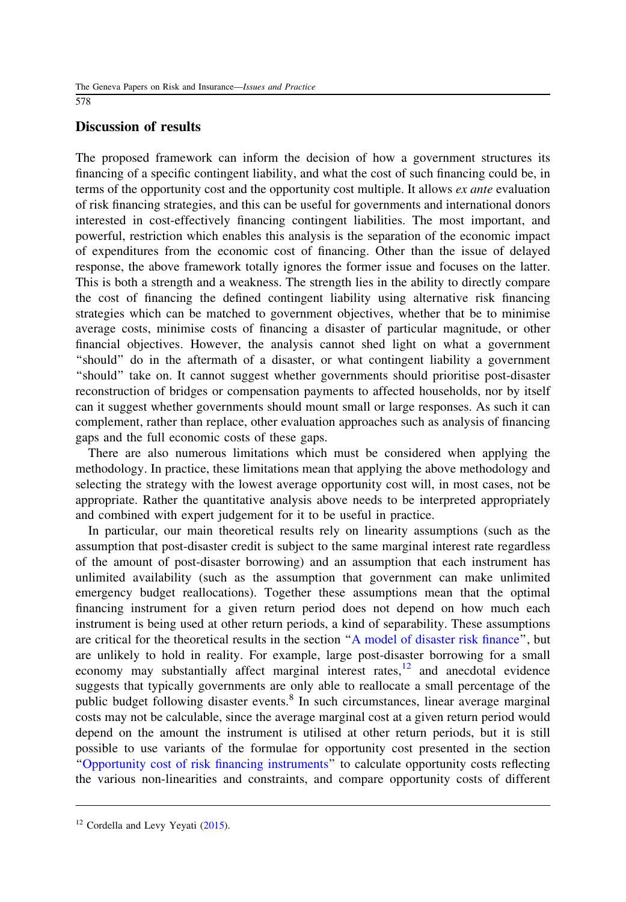## Discussion of results

The proposed framework can inform the decision of how a government structures its financing of a specific contingent liability, and what the cost of such financing could be, in terms of the opportunity cost and the opportunity cost multiple. It allows *ex ante* evaluation of risk financing strategies, and this can be useful for governments and international donors interested in cost-effectively financing contingent liabilities. The most important, and powerful, restriction which enables this analysis is the separation of the economic impact of expenditures from the economic cost of financing. Other than the issue of delayed response, the above framework totally ignores the former issue and focuses on the latter. This is both a strength and a weakness. The strength lies in the ability to directly compare the cost of financing the defined contingent liability using alternative risk financing strategies which can be matched to government objectives, whether that be to minimise average costs, minimise costs of financing a disaster of particular magnitude, or other financial objectives. However, the analysis cannot shed light on what a government "should" do in the aftermath of a disaster, or what contingent liability a government "should" take on. It cannot suggest whether governments should prioritise post-disaster reconstruction of bridges or compensation payments to affected households, nor by itself can it suggest whether governments should mount small or large responses. As such it can complement, rather than replace, other evaluation approaches such as analysis of financing gaps and the full economic costs of these gaps.

There are also numerous limitations which must be considered when applying the methodology. In practice, these limitations mean that applying the above methodology and selecting the strategy with the lowest average opportunity cost will, in most cases, not be appropriate. Rather the quantitative analysis above needs to be interpreted appropriately and combined with expert judgement for it to be useful in practice.

In particular, our main theoretical results rely on linearity assumptions (such as the assumption that post-disaster credit is subject to the same marginal interest rate regardless of the amount of post-disaster borrowing) and an assumption that each instrument has unlimited availability (such as the assumption that government can make unlimited emergency budget reallocations). Together these assumptions mean that the optimal financing instrument for a given return period does not depend on how much each instrument is being used at other return periods, a kind of separability. These assumptions are critical for the theoretical results in the section "A model of disaster risk finance", but are unlikely to hold in reality. For example, large post-disaster borrowing for a small economy may substantially affect marginal interest rates,[12] and anecdotal evidence suggests that typically governments are only able to reallocate a small percentage of the public budget following disaster events.[8] In such circumstances, linear average marginal costs may not be calculable, since the average marginal cost at a given return period would depend on the amount the instrument is utilised at other return periods, but it is still possible to use variants of the formulae for opportunity cost presented in the section "Opportunity cost of risk financing instruments" to calculate opportunity costs reflecting the various non-linearities and constraints, and compare opportunity costs of different

[12] Cordella and Levy Yeyati (2015).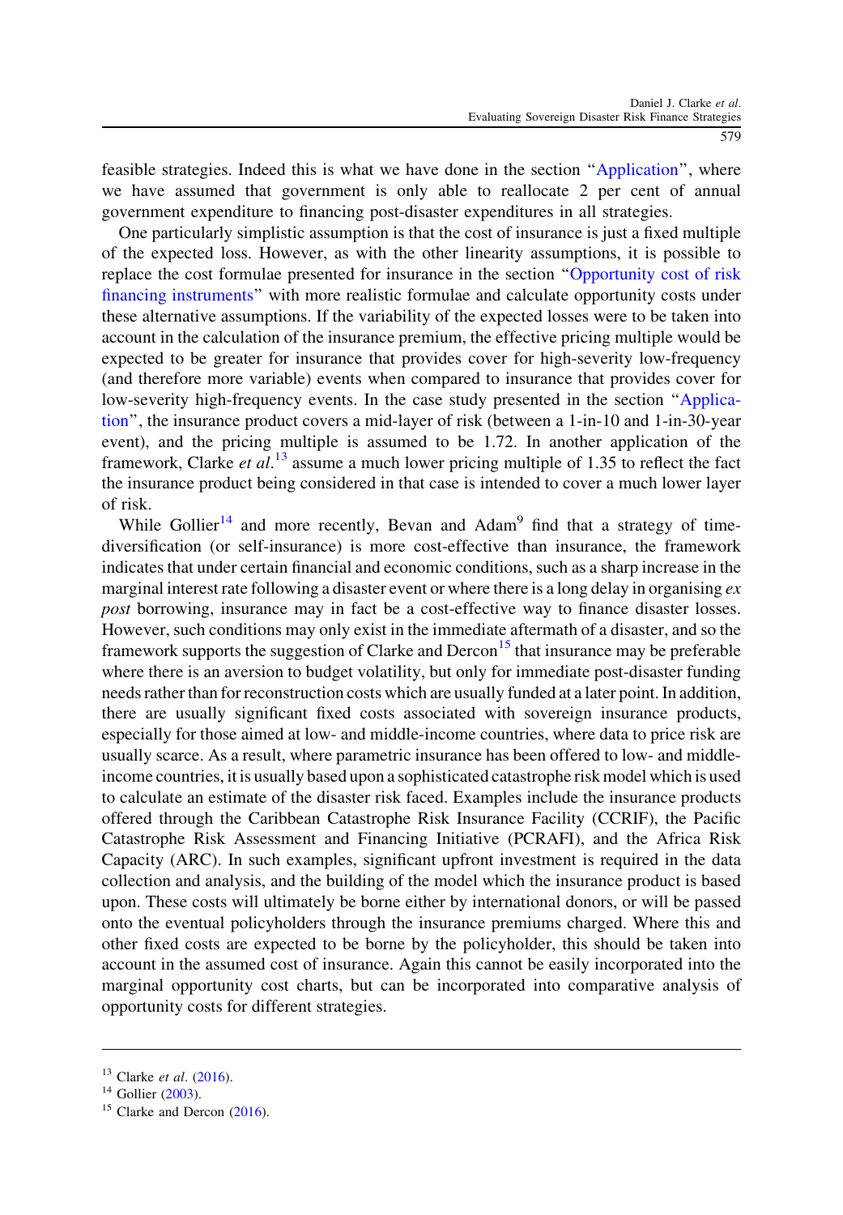feasible strategies. Indeed this is what we have done in the section "Application", where we have assumed that government is only able to reallocate 2 per cent of annual government expenditure to financing post-disaster expenditures in all strategies.

One particularly simplistic assumption is that the cost of insurance is just a fixed multiple of the expected loss. However, as with the other linearity assumptions, it is possible to replace the cost formulae presented for insurance in the section "Opportunity cost of risk financing instruments" with more realistic formulae and calculate opportunity costs under these alternative assumptions. If the variability of the expected losses were to be taken into account in the calculation of the insurance premium, the effective pricing multiple would be expected to be greater for insurance that provides cover for high-severity low-frequency (and therefore more variable) events when compared to insurance that provides cover for low-severity high-frequency events. In the case study presented in the section "Application", the insurance product covers a mid-layer of risk (between a 1-in-10 and 1-in-30-year event), and the pricing multiple is assumed to be 1.72. In another application of the framework, Clarke *et al.*[13] assume a much lower pricing multiple of 1.35 to reflect the fact the insurance product being considered in that case is intended to cover a much lower layer of risk.

While Gollier[14] and more recently, Bevan and Adam[9] find that a strategy of time-diversification (or self-insurance) is more cost-effective than insurance, the framework indicates that under certain financial and economic conditions, such as a sharp increase in the marginal interest rate following a disaster event or where there is a long delay in organising *ex post* borrowing, insurance may in fact be a cost-effective way to finance disaster losses. However, such conditions may only exist in the immediate aftermath of a disaster, and so the framework supports the suggestion of Clarke and Dercon[15] that insurance may be preferable where there is an aversion to budget volatility, but only for immediate post-disaster funding needs rather than for reconstruction costs which are usually funded at a later point. In addition, there are usually significant fixed costs associated with sovereign insurance products, especially for those aimed at low- and middle-income countries, where data to price risk are usually scarce. As a result, where parametric insurance has been offered to low- and middle-income countries, it is usually based upon a sophisticated catastrophe risk model which is used to calculate an estimate of the disaster risk faced. Examples include the insurance products offered through the Caribbean Catastrophe Risk Insurance Facility (CCRIF), the Pacific Catastrophe Risk Assessment and Financing Initiative (PCRAFI), and the Africa Risk Capacity (ARC). In such examples, significant upfront investment is required in the data collection and analysis, and the building of the model which the insurance product is based upon. These costs will ultimately be borne either by international donors, or will be passed onto the eventual policyholders through the insurance premiums charged. Where this and other fixed costs are expected to be borne by the policyholder, this should be taken into account in the assumed cost of insurance. Again this cannot be easily incorporated into the marginal opportunity cost charts, but can be incorporated into comparative analysis of opportunity costs for different strategies.

---

[13] Clarke *et al.* (2016).

[14] Gollier (2003).

[15] Clarke and Dercon (2016).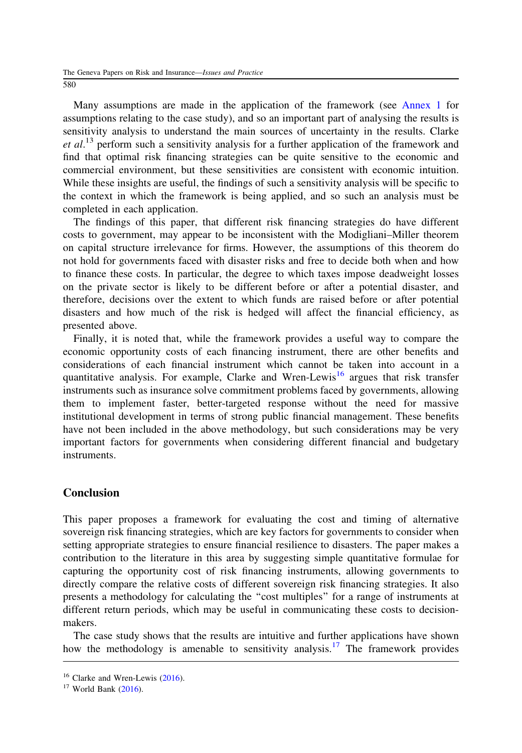Many assumptions are made in the application of the framework (see Annex 1 for assumptions relating to the case study), and so an important part of analysing the results is sensitivity analysis to understand the main sources of uncertainty in the results. Clarke *et al*.[13] perform such a sensitivity analysis for a further application of the framework and find that optimal risk financing strategies can be quite sensitive to the economic and commercial environment, but these sensitivities are consistent with economic intuition. While these insights are useful, the findings of such a sensitivity analysis will be specific to the context in which the framework is being applied, and so such an analysis must be completed in each application.

The findings of this paper, that different risk financing strategies do have different costs to government, may appear to be inconsistent with the Modigliani–Miller theorem on capital structure irrelevance for firms. However, the assumptions of this theorem do not hold for governments faced with disaster risks and free to decide both when and how to finance these costs. In particular, the degree to which taxes impose deadweight losses on the private sector is likely to be different before or after a potential disaster, and therefore, decisions over the extent to which funds are raised before or after potential disasters and how much of the risk is hedged will affect the financial efficiency, as presented above.

Finally, it is noted that, while the framework provides a useful way to compare the economic opportunity costs of each financing instrument, there are other benefits and considerations of each financial instrument which cannot be taken into account in a quantitative analysis. For example, Clarke and Wren-Lewis[16] argues that risk transfer instruments such as insurance solve commitment problems faced by governments, allowing them to implement faster, better-targeted response without the need for massive institutional development in terms of strong public financial management. These benefits have not been included in the above methodology, but such considerations may be very important factors for governments when considering different financial and budgetary instruments.

## Conclusion

This paper proposes a framework for evaluating the cost and timing of alternative sovereign risk financing strategies, which are key factors for governments to consider when setting appropriate strategies to ensure financial resilience to disasters. The paper makes a contribution to the literature in this area by suggesting simple quantitative formulae for capturing the opportunity cost of risk financing instruments, allowing governments to directly compare the relative costs of different sovereign risk financing strategies. It also presents a methodology for calculating the "cost multiples" for a range of instruments at different return periods, which may be useful in communicating these costs to decision-makers.

The case study shows that the results are intuitive and further applications have shown how the methodology is amenable to sensitivity analysis.[17] The framework provides

[16] Clarke and Wren-Lewis (2016).

[17] World Bank (2016).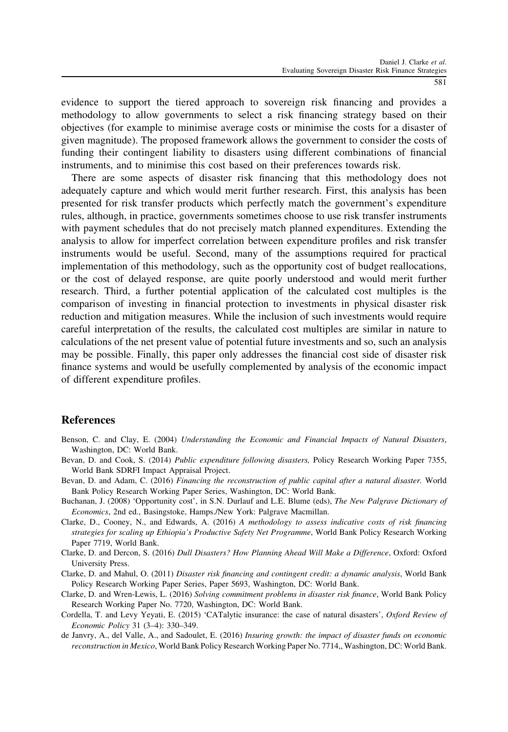evidence to support the tiered approach to sovereign risk financing and provides a methodology to allow governments to select a risk financing strategy based on their objectives (for example to minimise average costs or minimise the costs for a disaster of given magnitude). The proposed framework allows the government to consider the costs of funding their contingent liability to disasters using different combinations of financial instruments, and to minimise this cost based on their preferences towards risk.

There are some aspects of disaster risk financing that this methodology does not adequately capture and which would merit further research. First, this analysis has been presented for risk transfer products which perfectly match the government's expenditure rules, although, in practice, governments sometimes choose to use risk transfer instruments with payment schedules that do not precisely match planned expenditures. Extending the analysis to allow for imperfect correlation between expenditure profiles and risk transfer instruments would be useful. Second, many of the assumptions required for practical implementation of this methodology, such as the opportunity cost of budget reallocations, or the cost of delayed response, are quite poorly understood and would merit further research. Third, a further potential application of the calculated cost multiples is the comparison of investing in financial protection to investments in physical disaster risk reduction and mitigation measures. While the inclusion of such investments would require careful interpretation of the results, the calculated cost multiples are similar in nature to calculations of the net present value of potential future investments and so, such an analysis may be possible. Finally, this paper only addresses the financial cost side of disaster risk finance systems and would be usefully complemented by analysis of the economic impact of different expenditure profiles.

## References

Benson, C. and Clay, E. (2004) *Understanding the Economic and Financial Impacts of Natural Disasters*, Washington, DC: World Bank.

Bevan, D. and Cook, S. (2014) *Public expenditure following disasters,* Policy Research Working Paper 7355, World Bank SDRFI Impact Appraisal Project.

Bevan, D. and Adam, C. (2016) *Financing the reconstruction of public capital after a natural disaster.* World Bank Policy Research Working Paper Series, Washington, DC: World Bank.

Buchanan, J. (2008) 'Opportunity cost', in S.N. Durlauf and L.E. Blume (eds), *The New Palgrave Dictionary of Economics*, 2nd ed., Basingstoke, Hamps./New York: Palgrave Macmillan.

Clarke, D., Cooney, N., and Edwards, A. (2016) *A methodology to assess indicative costs of risk financing strategies for scaling up Ethiopia's Productive Safety Net Programme*, World Bank Policy Research Working Paper 7719, World Bank.

Clarke, D. and Dercon, S. (2016) *Dull Disasters? How Planning Ahead Will Make a Difference*, Oxford: Oxford University Press.

Clarke, D. and Mahul, O. (2011) *Disaster risk financing and contingent credit: a dynamic analysis*, World Bank Policy Research Working Paper Series, Paper 5693, Washington, DC: World Bank.

Clarke, D. and Wren-Lewis, L. (2016) *Solving commitment problems in disaster risk finance*, World Bank Policy Research Working Paper No. 7720, Washington, DC: World Bank.

Cordella, T. and Levy Yeyati, E. (2015) 'CATalytic insurance: the case of natural disasters', *Oxford Review of Economic Policy* 31 (3–4): 330–349.

de Janvry, A., del Valle, A., and Sadoulet, E. (2016) *Insuring growth: the impact of disaster funds on economic reconstruction in Mexico*, World Bank Policy Research Working Paper No. 7714,, Washington, DC: World Bank.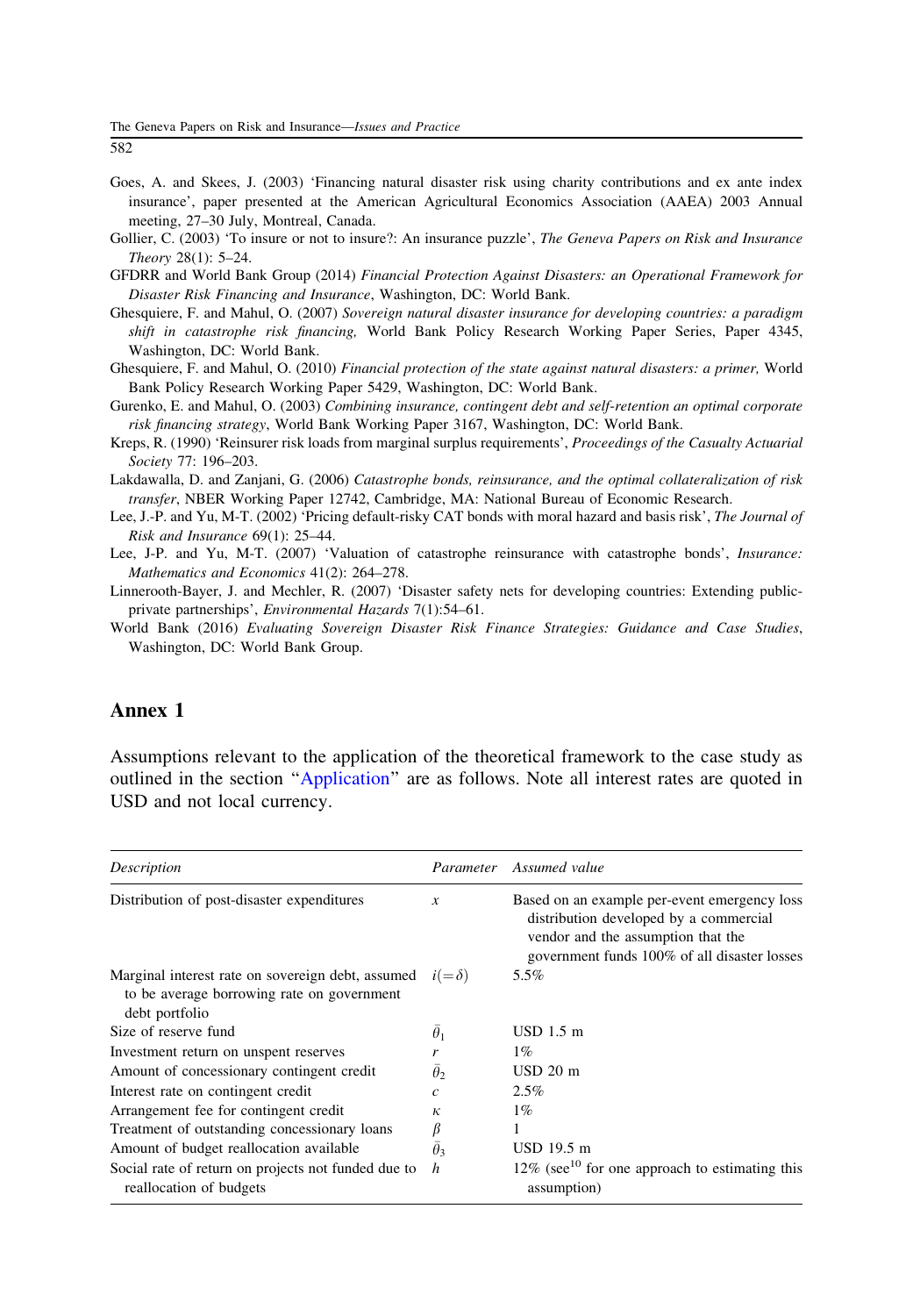Goes, A. and Skees, J. (2003) 'Financing natural disaster risk using charity contributions and ex ante index insurance', paper presented at the American Agricultural Economics Association (AAEA) 2003 Annual meeting, 27–30 July, Montreal, Canada.

Gollier, C. (2003) 'To insure or not to insure?: An insurance puzzle', *The Geneva Papers on Risk and Insurance Theory* 28(1): 5–24.

GFDRR and World Bank Group (2014) *Financial Protection Against Disasters: an Operational Framework for Disaster Risk Financing and Insurance*, Washington, DC: World Bank.

Ghesquiere, F. and Mahul, O. (2007) *Sovereign natural disaster insurance for developing countries: a paradigm shift in catastrophe risk financing,* World Bank Policy Research Working Paper Series, Paper 4345, Washington, DC: World Bank.

Ghesquiere, F. and Mahul, O. (2010) *Financial protection of the state against natural disasters: a primer,* World Bank Policy Research Working Paper 5429, Washington, DC: World Bank.

Gurenko, E. and Mahul, O. (2003) *Combining insurance, contingent debt and self-retention an optimal corporate risk financing strategy*, World Bank Working Paper 3167, Washington, DC: World Bank.

Kreps, R. (1990) 'Reinsurer risk loads from marginal surplus requirements', *Proceedings of the Casualty Actuarial Society* 77: 196–203.

Lakdawalla, D. and Zanjani, G. (2006) *Catastrophe bonds, reinsurance, and the optimal collateralization of risk transfer*, NBER Working Paper 12742, Cambridge, MA: National Bureau of Economic Research.

Lee, J.-P. and Yu, M-T. (2002) 'Pricing default-risky CAT bonds with moral hazard and basis risk', *The Journal of Risk and Insurance* 69(1): 25–44.

Lee, J-P. and Yu, M-T. (2007) 'Valuation of catastrophe reinsurance with catastrophe bonds', *Insurance: Mathematics and Economics* 41(2): 264–278.

Linnerooth-Bayer, J. and Mechler, R. (2007) 'Disaster safety nets for developing countries: Extending public-private partnerships', *Environmental Hazards* 7(1):54–61.

World Bank (2016) *Evaluating Sovereign Disaster Risk Finance Strategies: Guidance and Case Studies*, Washington, DC: World Bank Group.

## Annex 1

Assumptions relevant to the application of the theoretical framework to the case study as outlined in the section "Application" are as follows. Note all interest rates are quoted in USD and not local currency.

| *Description* | *Parameter* | *Assumed value* |
|---|---|---|
| Distribution of post-disaster expenditures | $x$ | Based on an example per-event emergency loss distribution developed by a commercial vendor and the assumption that the government funds 100% of all disaster losses |
| Marginal interest rate on sovereign debt, assumed to be average borrowing rate on government debt portfolio | $i(=\delta)$ | 5.5% |
| Size of reserve fund | $\bar{\theta}_1$ | USD 1.5 m |
| Investment return on unspent reserves | $r$ | 1% |
| Amount of concessionary contingent credit | $\bar{\theta}_2$ | USD 20 m |
| Interest rate on contingent credit | $c$ | 2.5% |
| Arrangement fee for contingent credit | $\kappa$ | 1% |
| Treatment of outstanding concessionary loans | $\beta$ | 1 |
| Amount of budget reallocation available | $\bar{\theta}_3$ | USD 19.5 m |
| Social rate of return on projects not funded due to reallocation of budgets | $h$ | 12% (see[10] for one approach to estimating this assumption) |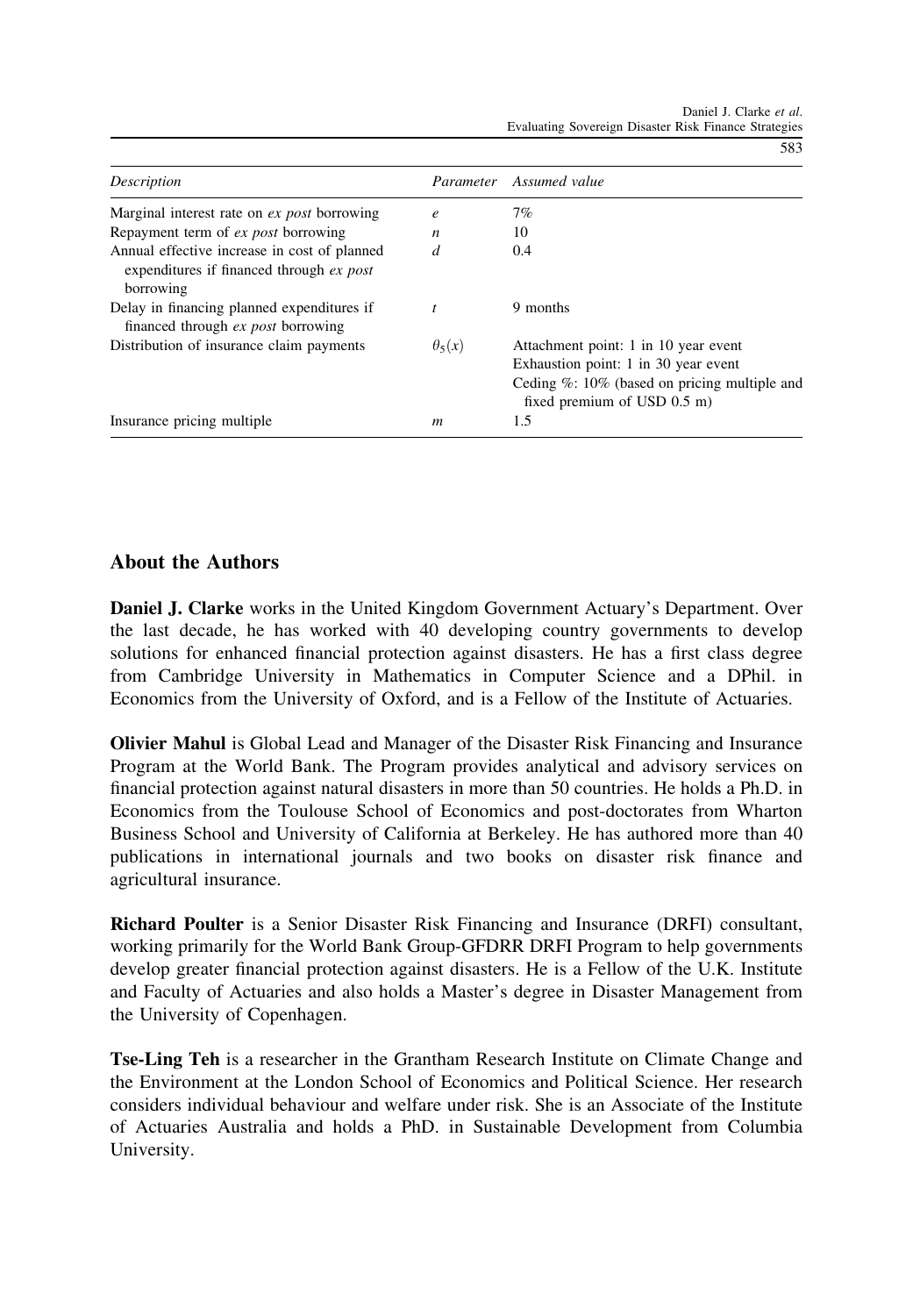| *Description* | *Parameter* | *Assumed value* |
|---|---|---|
| Marginal interest rate on *ex post* borrowing | $e$ | 7% |
| Repayment term of *ex post* borrowing | $n$ | 10 |
| Annual effective increase in cost of planned expenditures if financed through *ex post* borrowing | $d$ | 0.4 |
| Delay in financing planned expenditures if financed through *ex post* borrowing | $t$ | 9 months |
| Distribution of insurance claim payments | $\theta_5(x)$ | Attachment point: 1 in 10 year event<br>Exhaustion point: 1 in 30 year event<br>Ceding %: 10% (based on pricing multiple and fixed premium of USD 0.5 m) |
| Insurance pricing multiple | $m$ | 1.5 |

## About the Authors

**Daniel J. Clarke** works in the United Kingdom Government Actuary's Department. Over the last decade, he has worked with 40 developing country governments to develop solutions for enhanced financial protection against disasters. He has a first class degree from Cambridge University in Mathematics in Computer Science and a DPhil. in Economics from the University of Oxford, and is a Fellow of the Institute of Actuaries.

**Olivier Mahul** is Global Lead and Manager of the Disaster Risk Financing and Insurance Program at the World Bank. The Program provides analytical and advisory services on financial protection against natural disasters in more than 50 countries. He holds a Ph.D. in Economics from the Toulouse School of Economics and post-doctorates from Wharton Business School and University of California at Berkeley. He has authored more than 40 publications in international journals and two books on disaster risk finance and agricultural insurance.

**Richard Poulter** is a Senior Disaster Risk Financing and Insurance (DRFI) consultant, working primarily for the World Bank Group-GFDRR DRFI Program to help governments develop greater financial protection against disasters. He is a Fellow of the U.K. Institute and Faculty of Actuaries and also holds a Master's degree in Disaster Management from the University of Copenhagen.

**Tse-Ling Teh** is a researcher in the Grantham Research Institute on Climate Change and the Environment at the London School of Economics and Political Science. Her research considers individual behaviour and welfare under risk. She is an Associate of the Institute of Actuaries Australia and holds a PhD. in Sustainable Development from Columbia University.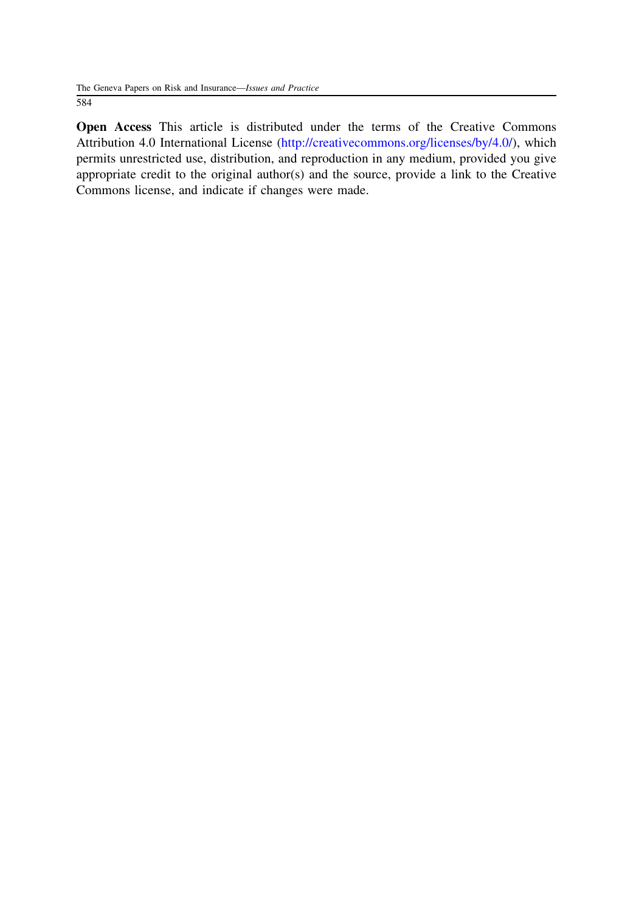**Open Access** This article is distributed under the terms of the Creative Commons Attribution 4.0 International License (http://creativecommons.org/licenses/by/4.0/), which permits unrestricted use, distribution, and reproduction in any medium, provided you give appropriate credit to the original author(s) and the source, provide a link to the Creative Commons license, and indicate if changes were made.